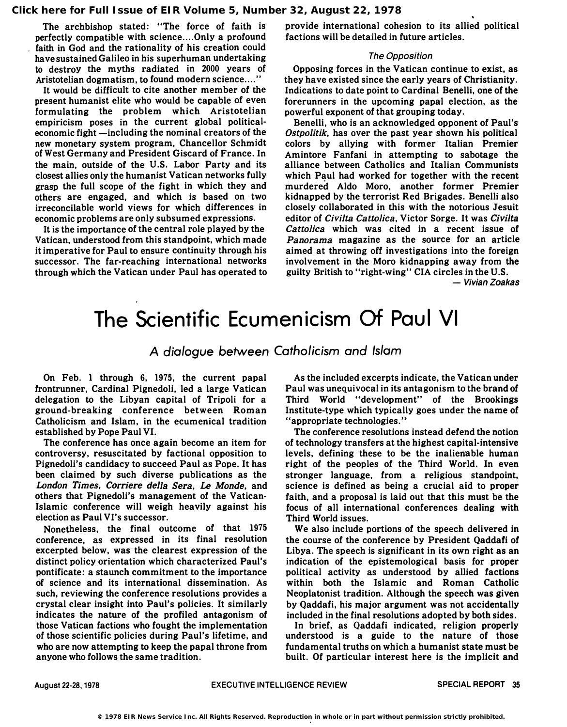The archbishop stated: "The force of faith is perfectly compatible with science....Only a profound faith in God and the rationality of his creation could have sustained Galileo in his superhuman undertaking to destroy the myths radiated in 2000 years of Aristotelian dogmatism, to found modern science...."

It would be difficult to cite another member of the present humanist elite who would be capable of even formulating the problem which Aristotelian empiricism poses in the current global political-economic fight —including the nominal creators of the new monetary system program, Chancellor Schmidt of West Germany and President Giscard of France. In the main, outside of the U.S. Labor Party and its closest allies only the humanist Vatican networks fully grasp the full scope of the fight in which they and others are engaged, and which is based on two irreconcilable world views for which differences in economic problems are only subsumed expressions.

It is the importance of the central role played by the Vatican, understood from this standpoint, which made it imperative for Paul to ensure continuity through his successor. The far-reaching international networks through which the Vatican under Paul has operated to provide international cohesion to its allied political factions will be detailed in future articles.

### *The Opposition*

Opposing forces in the Vatican continue to exist, as they have existed since the early years of Christianity. Indications to date point to Cardinal Benelli, one of the forerunners in the upcoming papal election, as the powerful exponent of that grouping today.

Benelli, who is an acknowledged opponent of Paul's *Ostpolitik*, has over the past year shown his political colors by allying with former Italian Premier Amintore Fanfani in attempting to sabotage the alliance between Catholics and Italian Communists which Paul had worked for together with the recent murdered Aldo Moro, another former Premier kidnapped by the terrorist Red Brigades. Benelli also closely collaborated in this with the notorious Jesuit editor of *Civilta Cattolica*, Victor Sorge. It was *Civilta Cattolica* which was cited in a recent issue of *Panorama* magazine as the source for an article aimed at throwing off investigations into the foreign involvement in the Moro kidnapping away from the guilty British to "right-wing" CIA circles in the U.S.

*— Vivian Zoakas*

# The Scientific Ecumenicism Of Paul VI

## *A dialogue between Catholicism and Islam*

On Feb. 1 through 6, 1975, the current papal frontrunner, Cardinal Pignedoli, led a large Vatican delegation to the Libyan capital of Tripoli for a ground-breaking conference between Roman Catholicism and Islam, in the ecumenical tradition established by Pope Paul VI.

The conference has once again become an item for controversy, resuscitated by factional opposition to Pignedoli's candidacy to succeed Paul as Pope. It has been claimed by such diverse publications as the *London Times, Corriere della Sera, Le Monde*, and others that Pignedoli's management of the Vatican-Islamic conference will weigh heavily against his election as Paul VI's successor.

Nonetheless, the final outcome of that 1975 conference, as expressed in its final resolution excerpted below, was the clearest expression of the distinct policy orientation which characterized Paul's pontificate: a staunch commitment to the importance of science and its international dissemination. As such, reviewing the conference resolutions provides a crystal clear insight into Paul's policies. It similarly indicates the nature of the profiled antagonism of those Vatican factions who fought the implementation of those scientific policies during Paul's lifetime, and who are now attempting to keep the papal throne from anyone who follows the same tradition.

As the included excerpts indicate, the Vatican under Paul was unequivocal in its antagonism to the brand of Third World "development" of the Brookings Institute-type which typically goes under the name of "appropriate technologies."

The conference resolutions instead defend the notion of technology transfers at the highest capital-intensive levels, defining these to be the inalienable human right of the peoples of the Third World. In even stronger language, from a religious standpoint, science is defined as being a crucial aid to proper faith, and a proposal is laid out that this must be the focus of all international conferences dealing with Third World issues.

We also include portions of the speech delivered in the course of the conference by President Qaddafi of Libya. The speech is significant in its own right as an indication of the epistemological basis for proper political activity as understood by allied factions within both the Islamic and Roman Catholic Neoplatonist tradition. Although the speech was given by Qaddafi, his major argument was not accidentally included in the final resolutions adopted by both sides.

In brief, as Qaddafi indicated, religion properly understood is a guide to the nature of those fundamental truths on which a humanist state must be built. Of particular interest here is the implicit and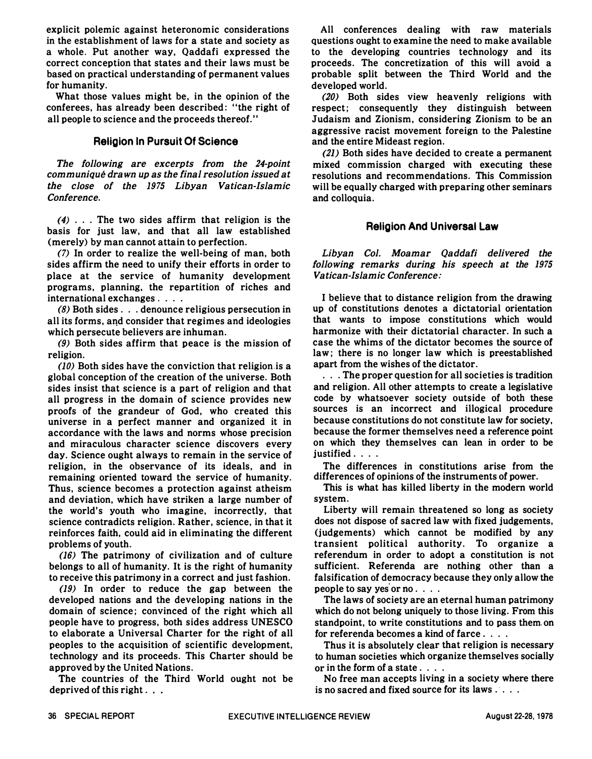explicit polemic against heteronomic considerations in the establishment of laws for a state and society as a whole. Put another way, Qaddafi expressed the correct conception that states and their laws must be based on practical understanding of permanent values for humanity.

What those values might be, in the opinion of the conferees, has already been described: "the right of all people to science and the proceeds thereof."

## Religion In Pursuit Of Science

*The following are excerpts from the 24-point communiqué drawn up as the final resolution issued at the close of the 1975 Libyan Vatican-Islamic Conference.*

*(4)* . . . The two sides affirm that religion is the basis for just law, and that all law established (merely) by man cannot attain to perfection.

*(7)* In order to realize the well-being of man, both sides affirm the need to unify their efforts in order to place at the service of humanity development programs, planning, the repartition of riches and international exchanges . . . .

*(8)* Both sides . . . denounce religious persecution in all its forms, and consider that regimes and ideologies which persecute believers are inhuman.

*(9)* Both sides affirm that peace is the mission of religion.

*(10)* Both sides have the conviction that religion is a global conception of the creation of the universe. Both sides insist that science is a part of religion and that all progress in the domain of science provides new proofs of the grandeur of God, who created this universe in a perfect manner and organized it in accordance with the laws and norms whose precision and miraculous character science discovers every day. Science ought always to remain in the service of religion, in the observance of its ideals, and in remaining oriented toward the service of humanity. Thus, science becomes a protection against atheism and deviation, which have striken a large number of the world's youth who imagine, incorrectly, that science contradicts religion. Rather, science, in that it reinforces faith, could aid in eliminating the different problems of youth.

*(16)* The patrimony of civilization and of culture belongs to all of humanity. It is the right of humanity to receive this patrimony in a correct and just fashion.

*(19)* In order to reduce the gap between the developed nations and the developing nations in the domain of science; convinced of the right which all people have to progress, both sides address UNESCO to elaborate a Universal Charter for the right of all peoples to the acquisition of scientific development, technology and its proceeds. This Charter should be approved by the United Nations.

The countries of the Third World ought not be deprived of this right . . .

All conferences dealing with raw materials questions ought to examine the need to make available to the developing countries technology and its proceeds. The concretization of this will avoid a probable split between the Third World and the developed world.

*(20)* Both sides view heavenly religions with respect; consequently they distinguish between Judaism and Zionism, considering Zionism to be an aggressive racist movement foreign to the Palestine and the entire Mideast region.

*(21)* Both sides have decided to create a permanent mixed commission charged with executing these resolutions and recommendations. This Commission will be equally charged with preparing other seminars and colloquia.

## Religion And Universal Law

*Libyan Col. Moamar Qaddafi delivered the following remarks during his speech at the 1975 Vatican-Islamic Conference:*

I believe that to distance religion from the drawing up of constitutions denotes a dictatorial orientation that wants to impose constitutions which would harmonize with their dictatorial character. In such a case the whims of the dictator becomes the source of law; there is no longer law which is preestablished apart from the wishes of the dictator.

. . . The proper question for all societies is tradition and religion. All other attempts to create a legislative code by whatsoever society outside of both these sources is an incorrect and illogical procedure because constitutions do not constitute law for society, because the former themselves need a reference point on which they themselves can lean in order to be justified . . . .

The differences in constitutions arise from the differences of opinions of the instruments of power.

This is what has killed liberty in the modern world system.

Liberty will remain threatened so long as society does not dispose of sacred law with fixed judgements, (judgements) which cannot be modified by any transient political authority. To organize a referendum in order to adopt a constitution is not sufficient. Referenda are nothing other than a falsification of democracy because they only allow the people to say yes or no . . . .

The laws of society are an eternal human patrimony which do not belong uniquely to those living. From this standpoint, to write constitutions and to pass them on for referenda becomes a kind of farce . . . .

Thus it is absolutely clear that religion is necessary to human societies which organize themselves socially or in the form of a state . . . .

No free man accepts living in a society where there is no sacred and fixed source for its laws . . . .